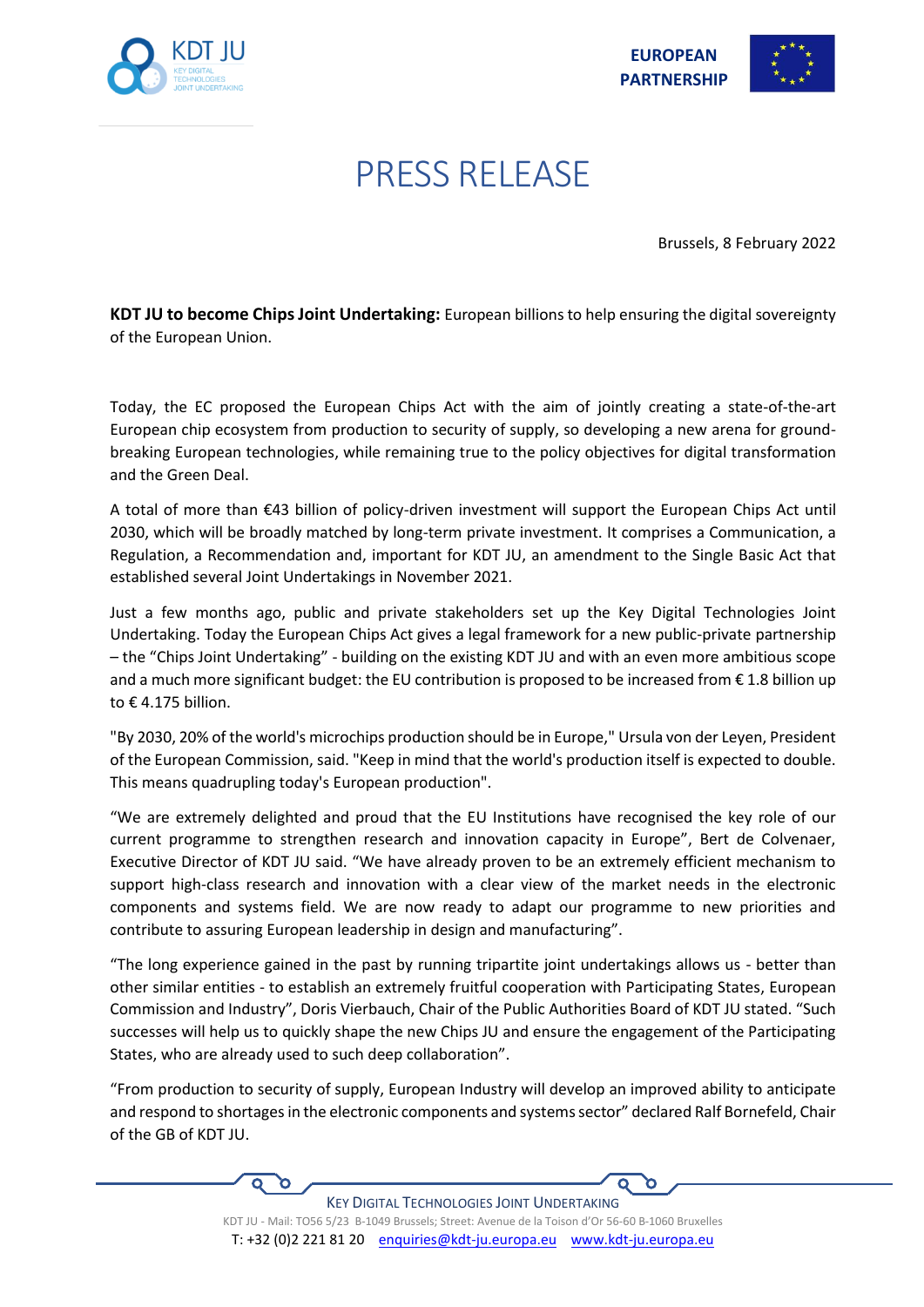# PRESS RELEASE

Brussels, 8 February 2022

**KDT JU to become Chips Joint Undertaking:** European billions to help ensuring the digital sovereignty of the European Union.

Today, the EC proposed the European Chips Act with the aim of jointly creating a state-of-the-art European chip ecosystem from production to security of supply, so developing a new arena for ground-breaking European technologies, while remaining true to the policy objectives for digital transformation and the Green Deal.

A total of more than €43 billion of policy-driven investment will support the European Chips Act until 2030, which will be broadly matched by long-term private investment. It comprises a Communication, a Regulation, a Recommendation and, important for KDT JU, an amendment to the Single Basic Act that established several Joint Undertakings in November 2021.

Just a few months ago, public and private stakeholders set up the Key Digital Technologies Joint Undertaking. Today the European Chips Act gives a legal framework for a new public-private partnership – the "Chips Joint Undertaking" - building on the existing KDT JU and with an even more ambitious scope and a much more significant budget: the EU contribution is proposed to be increased from € 1.8 billion up to € 4.175 billion.

"By 2030, 20% of the world's microchips production should be in Europe," Ursula von der Leyen, President of the European Commission, said. "Keep in mind that the world's production itself is expected to double. This means quadrupling today's European production".

"We are extremely delighted and proud that the EU Institutions have recognised the key role of our current programme to strengthen research and innovation capacity in Europe", Bert de Colvenaer, Executive Director of KDT JU said. "We have already proven to be an extremely efficient mechanism to support high-class research and innovation with a clear view of the market needs in the electronic components and systems field. We are now ready to adapt our programme to new priorities and contribute to assuring European leadership in design and manufacturing".

"The long experience gained in the past by running tripartite joint undertakings allows us - better than other similar entities - to establish an extremely fruitful cooperation with Participating States, European Commission and Industry", Doris Vierbauch, Chair of the Public Authorities Board of KDT JU stated. "Such successes will help us to quickly shape the new Chips JU and ensure the engagement of the Participating States, who are already used to such deep collaboration".

"From production to security of supply, European Industry will develop an improved ability to anticipate and respond to shortages in the electronic components and systems sector" declared Ralf Bornefeld, Chair of the GB of KDT JU.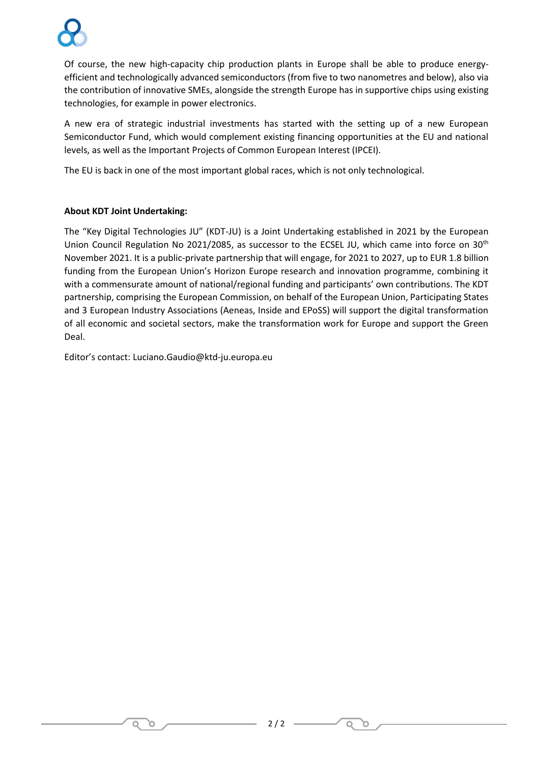Of course, the new high-capacity chip production plants in Europe shall be able to produce energy-efficient and technologically advanced semiconductors (from five to two nanometres and below), also via the contribution of innovative SMEs, alongside the strength Europe has in supportive chips using existing technologies, for example in power electronics.

A new era of strategic industrial investments has started with the setting up of a new European Semiconductor Fund, which would complement existing financing opportunities at the EU and national levels, as well as the Important Projects of Common European Interest (IPCEI).

The EU is back in one of the most important global races, which is not only technological.

**About KDT Joint Undertaking:**

The "Key Digital Technologies JU" (KDT-JU) is a Joint Undertaking established in 2021 by the European Union Council Regulation No 2021/2085, as successor to the ECSEL JU, which came into force on 30th November 2021. It is a public-private partnership that will engage, for 2021 to 2027, up to EUR 1.8 billion funding from the European Union's Horizon Europe research and innovation programme, combining it with a commensurate amount of national/regional funding and participants' own contributions. The KDT partnership, comprising the European Commission, on behalf of the European Union, Participating States and 3 European Industry Associations (Aeneas, Inside and EPoSS) will support the digital transformation of all economic and societal sectors, make the transformation work for Europe and support the Green Deal.

Editor's contact: Luciano.Gaudio@ktd-ju.europa.eu